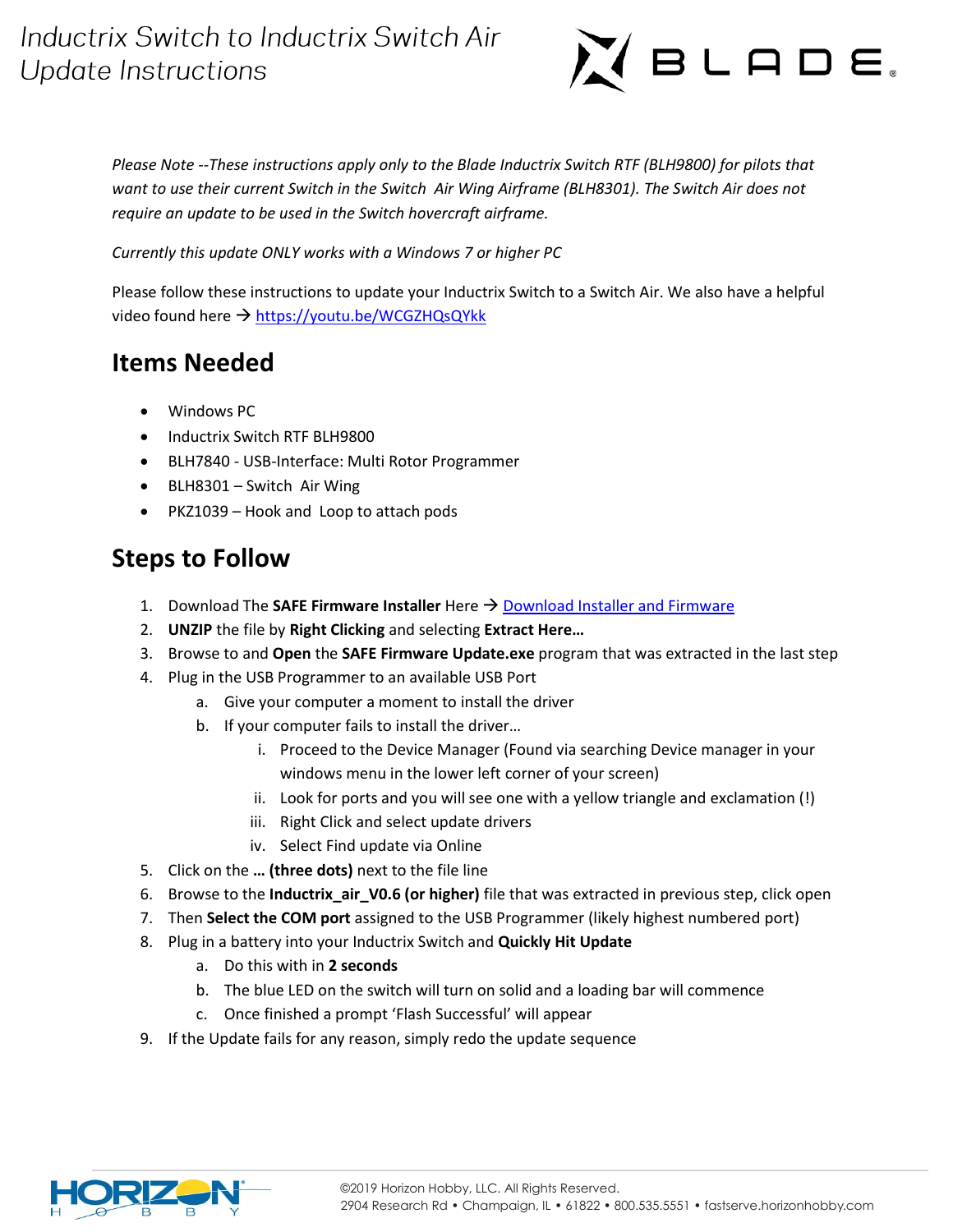# Inductrix Switch to Inductrix Switch Air Update Instructions

*Please Note --These instructions apply only to the Blade Inductrix Switch RTF (BLH9800) for pilots that want to use their current Switch in the Switch Air Wing Airframe (BLH8301). The Switch Air does not require an update to be used in the Switch hovercraft airframe.*

*Currently this update ONLY works with a Windows 7 or higher PC*

Please follow these instructions to update your Inductrix Switch to a Switch Air. We also have a helpful video found here → https://youtu.be/WCGZHQsQYkk

## Items Needed

- Windows PC
- Inductrix Switch RTF BLH9800
- BLH7840 - USB-Interface: Multi Rotor Programmer
- BLH8301 – Switch Air Wing
- PKZ1039 – Hook and Loop to attach pods

## Steps to Follow

1. Download The **SAFE Firmware Installer** Here → Download Installer and Firmware
2. **UNZIP** the file by **Right Clicking** and selecting **Extract Here…**
3. Browse to and **Open** the **SAFE Firmware Update.exe** program that was extracted in the last step
4. Plug in the USB Programmer to an available USB Port
   a. Give your computer a moment to install the driver
   b. If your computer fails to install the driver…
      i. Proceed to the Device Manager (Found via searching Device manager in your windows menu in the lower left corner of your screen)
      ii. Look for ports and you will see one with a yellow triangle and exclamation (!)
      iii. Right Click and select update drivers
      iv. Select Find update via Online
5. Click on the **… (three dots)** next to the file line
6. Browse to the **Inductrix_air_V0.6 (or higher)** file that was extracted in previous step, click open
7. Then **Select the COM port** assigned to the USB Programmer (likely highest numbered port)
8. Plug in a battery into your Inductrix Switch and **Quickly Hit Update**
   a. Do this with in **2 seconds**
   b. The blue LED on the switch will turn on solid and a loading bar will commence
   c. Once finished a prompt 'Flash Successful' will appear
9. If the Update fails for any reason, simply redo the update sequence

©2019 Horizon Hobby, LLC. All Rights Reserved.
2904 Research Rd • Champaign, IL • 61822 • 800.535.5551 • fastserve.horizonhobby.com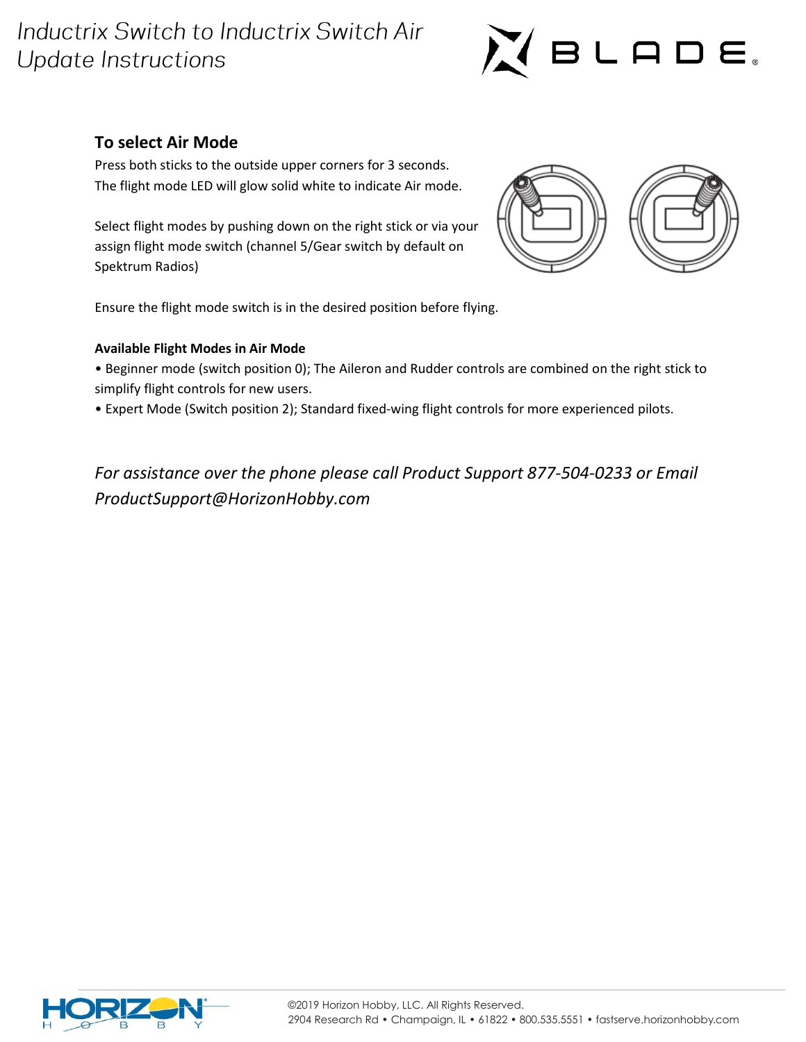## To select Air Mode

Press both sticks to the outside upper corners for 3 seconds.
The flight mode LED will glow solid white to indicate Air mode.

Select flight modes by pushing down on the right stick or via your assign flight mode switch (channel 5/Gear switch by default on Spektrum Radios)

Ensure the flight mode switch is in the desired position before flying.

### Available Flight Modes in Air Mode

- Beginner mode (switch position 0); The Aileron and Rudder controls are combined on the right stick to simplify flight controls for new users.
- Expert Mode (Switch position 2); Standard fixed-wing flight controls for more experienced pilots.

*For assistance over the phone please call Product Support 877-504-0233 or Email ProductSupport@HorizonHobby.com*